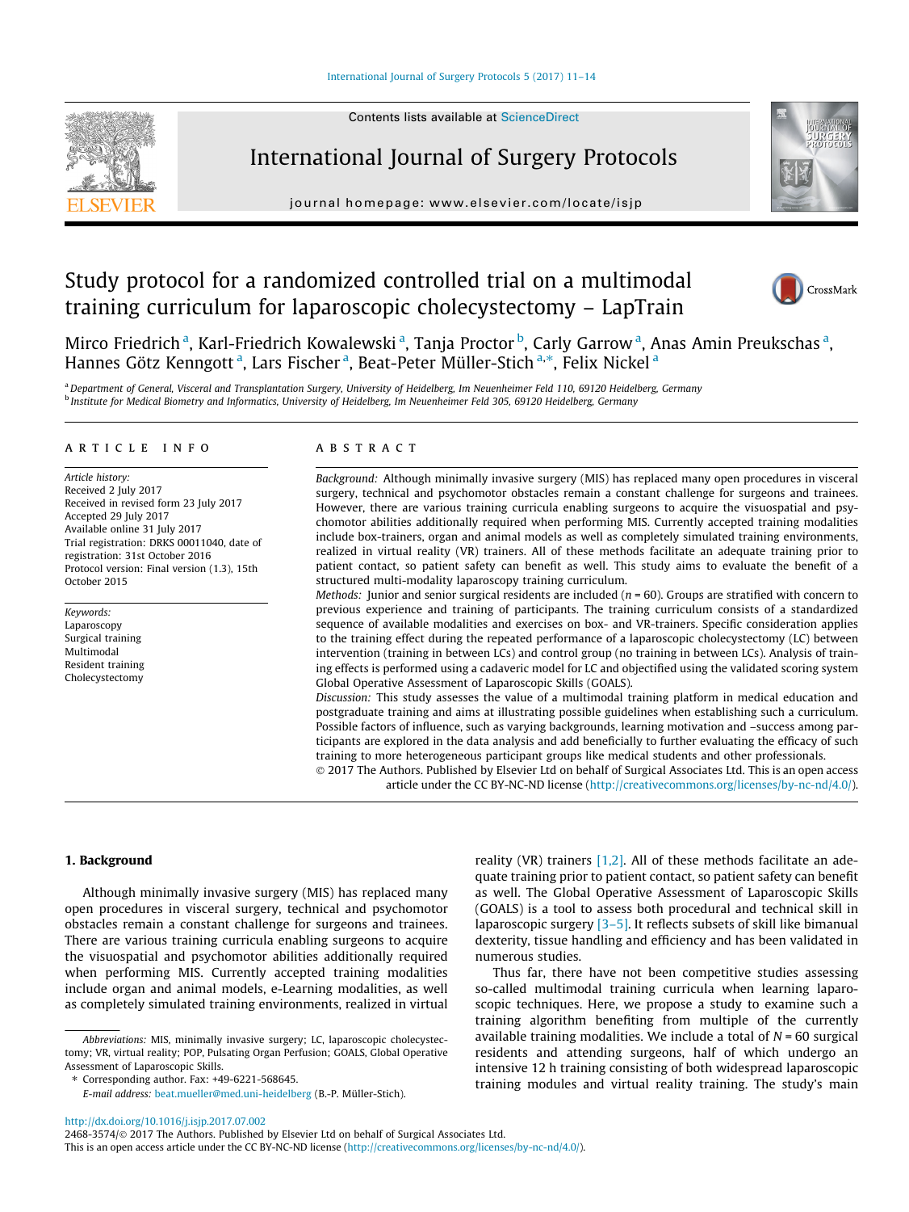# Study protocol for a randomized controlled trial on a multimodal training curriculum for laparoscopic cholecystectomy – LapTrain

Mirco Friedrich [a], Karl-Friedrich Kowalewski [a], Tanja Proctor [b], Carly Garrow [a], Anas Amin Preukschas [a], Hannes Götz Kenngott [a], Lars Fischer [a], Beat-Peter Müller-Stich [a,*], Felix Nickel [a]

[a] Department of General, Visceral and Transplantation Surgery, University of Heidelberg, Im Neuenheimer Feld 110, 69120 Heidelberg, Germany
[b] Institute for Medical Biometry and Informatics, University of Heidelberg, Im Neuenheimer Feld 305, 69120 Heidelberg, Germany

## ARTICLE INFO

*Article history:*
Received 2 July 2017
Received in revised form 23 July 2017
Accepted 29 July 2017
Available online 31 July 2017
Trial registration: DRKS 00011040, date of registration: 31st October 2016
Protocol version: Final version (1.3), 15th October 2015

*Keywords:*
Laparoscopy
Surgical training
Multimodal
Resident training
Cholecystectomy

## ABSTRACT

*Background:* Although minimally invasive surgery (MIS) has replaced many open procedures in visceral surgery, technical and psychomotor obstacles remain a constant challenge for surgeons and trainees. However, there are various training curricula enabling surgeons to acquire the visuospatial and psychomotor abilities additionally required when performing MIS. Currently accepted training modalities include box-trainers, organ and animal models as well as completely simulated training environments, realized in virtual reality (VR) trainers. All of these methods facilitate an adequate training prior to patient contact, so patient safety can benefit as well. This study aims to evaluate the benefit of a structured multi-modality laparoscopy training curriculum.

*Methods:* Junior and senior surgical residents are included ($n = 60$). Groups are stratified with concern to previous experience and training of participants. The training curriculum consists of a standardized sequence of available modalities and exercises on box- and VR-trainers. Specific consideration applies to the training effect during the repeated performance of a laparoscopic cholecystectomy (LC) between intervention (training in between LCs) and control group (no training in between LCs). Analysis of training effects is performed using a cadaveric model for LC and objectified using the validated scoring system Global Operative Assessment of Laparoscopic Skills (GOALS).

*Discussion:* This study assesses the value of a multimodal training platform in medical education and postgraduate training and aims at illustrating possible guidelines when establishing such a curriculum. Possible factors of influence, such as varying backgrounds, learning motivation and –success among participants are explored in the data analysis and add beneficially to further evaluating the efficacy of such training to more heterogeneous participant groups like medical students and other professionals.

© 2017 The Authors. Published by Elsevier Ltd on behalf of Surgical Associates Ltd. This is an open access article under the CC BY-NC-ND license (http://creativecommons.org/licenses/by-nc-nd/4.0/).

## 1. Background

Although minimally invasive surgery (MIS) has replaced many open procedures in visceral surgery, technical and psychomotor obstacles remain a constant challenge for surgeons and trainees. There are various training curricula enabling surgeons to acquire the visuospatial and psychomotor abilities additionally required when performing MIS. Currently accepted training modalities include organ and animal models, e-Learning modalities, as well as completely simulated training environments, realized in virtual reality (VR) trainers [1,2]. All of these methods facilitate an adequate training prior to patient contact, so patient safety can benefit as well. The Global Operative Assessment of Laparoscopic Skills (GOALS) is a tool to assess both procedural and technical skill in laparoscopic surgery [3–5]. It reflects subsets of skill like bimanual dexterity, tissue handling and efficiency and has been validated in numerous studies.

Thus far, there have not been competitive studies assessing so-called multimodal training curricula when learning laparoscopic techniques. Here, we propose a study to examine such a training algorithm benefiting from multiple of the currently available training modalities. We include a total of $N = 60$ surgical residents and attending surgeons, half of which undergo an intensive 12 h training consisting of both widespread laparoscopic training modules and virtual reality training. The study's main

*Abbreviations:* MIS, minimally invasive surgery; LC, laparoscopic cholecystectomy; VR, virtual reality; POP, Pulsating Organ Perfusion; GOALS, Global Operative Assessment of Laparoscopic Skills.

\* Corresponding author. Fax: +49-6221-568645.
*E-mail address:* beat.mueller@med.uni-heidelberg (B.-P. Müller-Stich).

http://dx.doi.org/10.1016/j.isjp.2017.07.002
2468-3574/© 2017 The Authors. Published by Elsevier Ltd on behalf of Surgical Associates Ltd.
This is an open access article under the CC BY-NC-ND license (http://creativecommons.org/licenses/by-nc-nd/4.0/).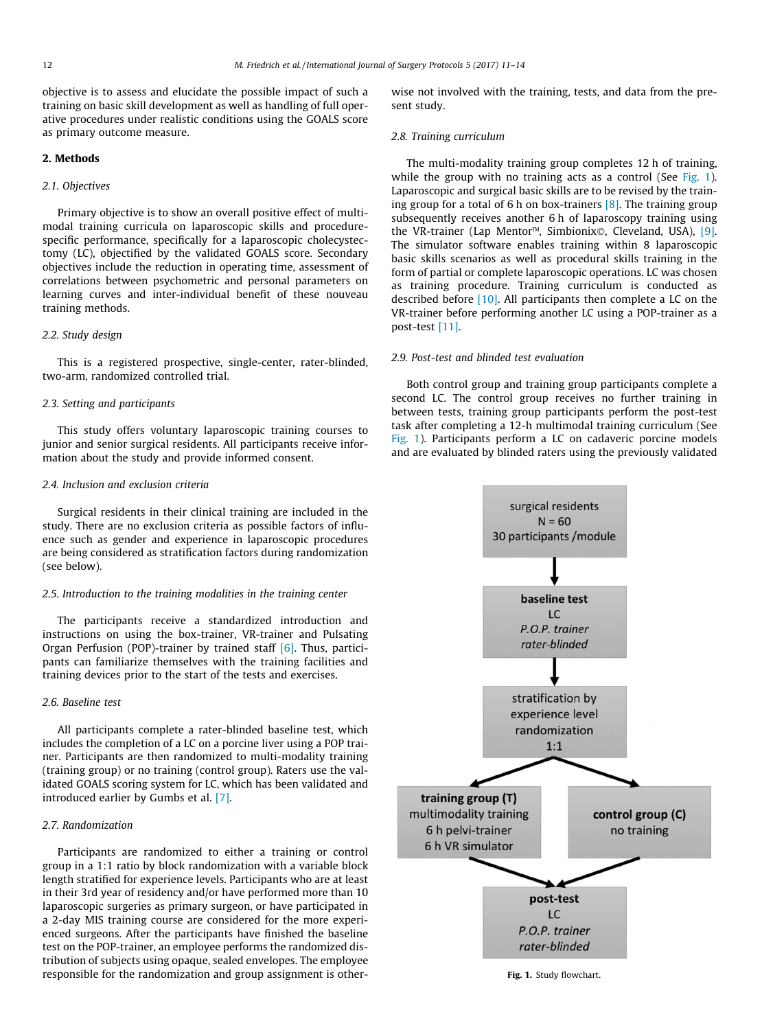objective is to assess and elucidate the possible impact of such a training on basic skill development as well as handling of full operative procedures under realistic conditions using the GOALS score as primary outcome measure.

## 2. Methods

### *2.1. Objectives*

Primary objective is to show an overall positive effect of multimodal training curricula on laparoscopic skills and procedure-specific performance, specifically for a laparoscopic cholecystectomy (LC), objectified by the validated GOALS score. Secondary objectives include the reduction in operating time, assessment of correlations between psychometric and personal parameters on learning curves and inter-individual benefit of these nouveau training methods.

### *2.2. Study design*

This is a registered prospective, single-center, rater-blinded, two-arm, randomized controlled trial.

### *2.3. Setting and participants*

This study offers voluntary laparoscopic training courses to junior and senior surgical residents. All participants receive information about the study and provide informed consent.

### *2.4. Inclusion and exclusion criteria*

Surgical residents in their clinical training are included in the study. There are no exclusion criteria as possible factors of influence such as gender and experience in laparoscopic procedures are being considered as stratification factors during randomization (see below).

### *2.5. Introduction to the training modalities in the training center*

The participants receive a standardized introduction and instructions on using the box-trainer, VR-trainer and Pulsating Organ Perfusion (POP)-trainer by trained staff [6]. Thus, participants can familiarize themselves with the training facilities and training devices prior to the start of the tests and exercises.

### *2.6. Baseline test*

All participants complete a rater-blinded baseline test, which includes the completion of a LC on a porcine liver using a POP trainer. Participants are then randomized to multi-modality training (training group) or no training (control group). Raters use the validated GOALS scoring system for LC, which has been validated and introduced earlier by Gumbs et al. [7].

### *2.7. Randomization*

Participants are randomized to either a training or control group in a 1:1 ratio by block randomization with a variable block length stratified for experience levels. Participants who are at least in their 3rd year of residency and/or have performed more than 10 laparoscopic surgeries as primary surgeon, or have participated in a 2-day MIS training course are considered for the more experienced surgeons. After the participants have finished the baseline test on the POP-trainer, an employee performs the randomized distribution of subjects using opaque, sealed envelopes. The employee responsible for the randomization and group assignment is otherwise not involved with the training, tests, and data from the present study.

### *2.8. Training curriculum*

The multi-modality training group completes 12 h of training, while the group with no training acts as a control (See Fig. 1). Laparoscopic and surgical basic skills are to be revised by the training group for a total of 6 h on box-trainers [8]. The training group subsequently receives another 6 h of laparoscopy training using the VR-trainer (Lap Mentor™, Simbionix©, Cleveland, USA), [9]. The simulator software enables training within 8 laparoscopic basic skills scenarios as well as procedural skills training in the form of partial or complete laparoscopic operations. LC was chosen as training procedure. Training curriculum is conducted as described before [10]. All participants then complete a LC on the VR-trainer before performing another LC using a POP-trainer as a post-test [11].

### *2.9. Post-test and blinded test evaluation*

Both control group and training group participants complete a second LC. The control group receives no further training in between tests, training group participants perform the post-test task after completing a 12-h multimodal training curriculum (See Fig. 1). Participants perform a LC on cadaveric porcine models and are evaluated by blinded raters using the previously validated

surgical residents
N = 60
30 participants /module

↓

**baseline test**
LC
*P.O.P. trainer*
*rater-blinded*

↓

stratification by experience level
randomization
1:1

↓

**training group (T)**
multimodality training
6 h pelvi-trainer
6 h VR simulator

**control group (C)**
no training

↓

**post-test**
LC
*P.O.P. trainer*
*rater-blinded*

**Fig. 1.** Study flowchart.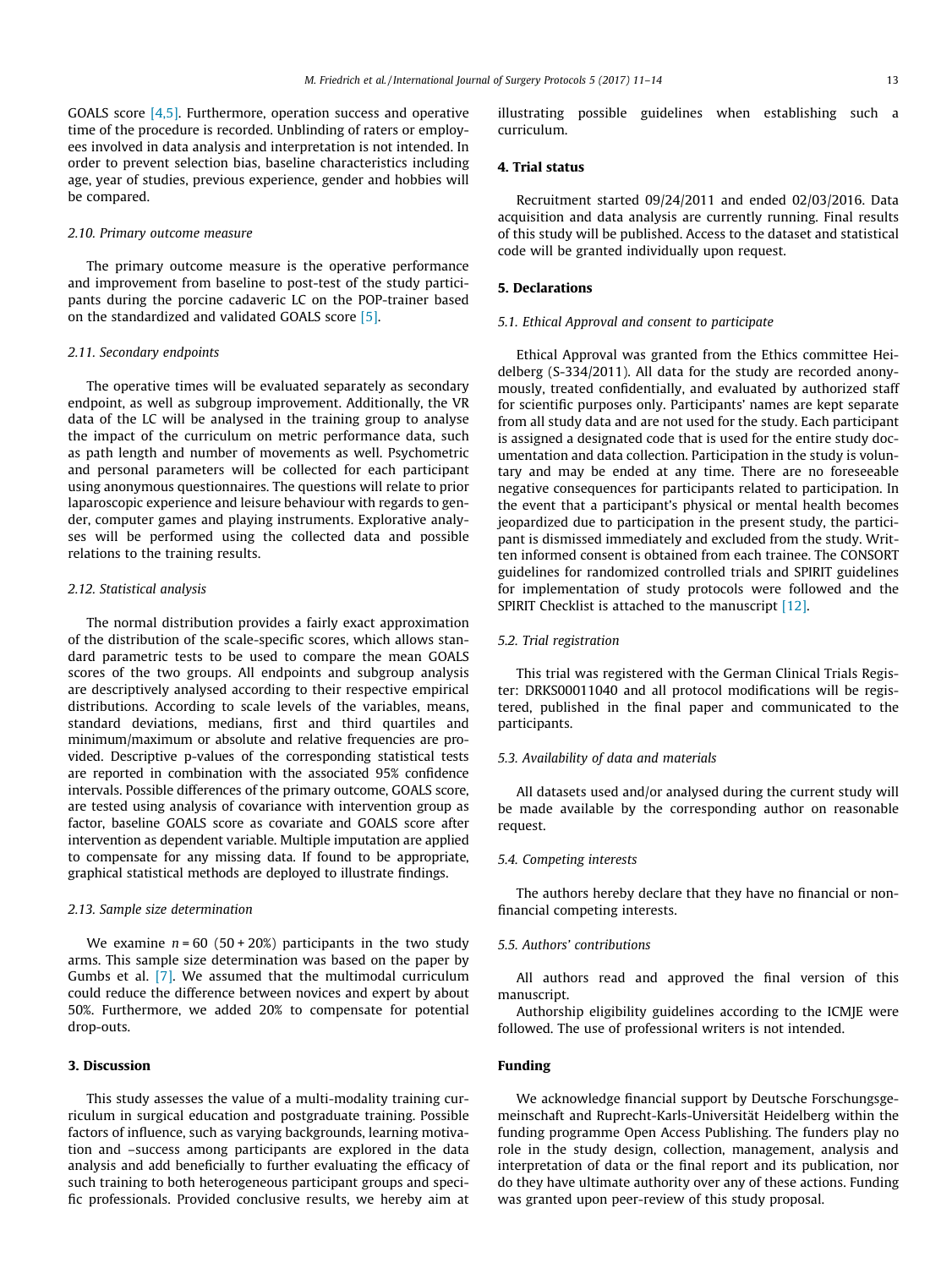GOALS score [4,5]. Furthermore, operation success and operative time of the procedure is recorded. Unblinding of raters or employees involved in data analysis and interpretation is not intended. In order to prevent selection bias, baseline characteristics including age, year of studies, previous experience, gender and hobbies will be compared.

### 2.10. Primary outcome measure

The primary outcome measure is the operative performance and improvement from baseline to post-test of the study participants during the porcine cadaveric LC on the POP-trainer based on the standardized and validated GOALS score [5].

### 2.11. Secondary endpoints

The operative times will be evaluated separately as secondary endpoint, as well as subgroup improvement. Additionally, the VR data of the LC will be analysed in the training group to analyse the impact of the curriculum on metric performance data, such as path length and number of movements as well. Psychometric and personal parameters will be collected for each participant using anonymous questionnaires. The questions will relate to prior laparoscopic experience and leisure behaviour with regards to gender, computer games and playing instruments. Explorative analyses will be performed using the collected data and possible relations to the training results.

### 2.12. Statistical analysis

The normal distribution provides a fairly exact approximation of the distribution of the scale-specific scores, which allows standard parametric tests to be used to compare the mean GOALS scores of the two groups. All endpoints and subgroup analysis are descriptively analysed according to their respective empirical distributions. According to scale levels of the variables, means, standard deviations, medians, first and third quartiles and minimum/maximum or absolute and relative frequencies are provided. Descriptive p-values of the corresponding statistical tests are reported in combination with the associated 95% confidence intervals. Possible differences of the primary outcome, GOALS score, are tested using analysis of covariance with intervention group as factor, baseline GOALS score as covariate and GOALS score after intervention as dependent variable. Multiple imputation are applied to compensate for any missing data. If found to be appropriate, graphical statistical methods are deployed to illustrate findings.

### 2.13. Sample size determination

We examine $n = 60$ $(50 + 20\%)$ participants in the two study arms. This sample size determination was based on the paper by Gumbs et al. [7]. We assumed that the multimodal curriculum could reduce the difference between novices and expert by about 50%. Furthermore, we added 20% to compensate for potential drop-outs.

## 3. Discussion

This study assesses the value of a multi-modality training curriculum in surgical education and postgraduate training. Possible factors of influence, such as varying backgrounds, learning motivation and –success among participants are explored in the data analysis and add beneficially to further evaluating the efficacy of such training to both heterogeneous participant groups and specific professionals. Provided conclusive results, we hereby aim at illustrating possible guidelines when establishing such a curriculum.

## 4. Trial status

Recruitment started 09/24/2011 and ended 02/03/2016. Data acquisition and data analysis are currently running. Final results of this study will be published. Access to the dataset and statistical code will be granted individually upon request.

## 5. Declarations

### 5.1. Ethical Approval and consent to participate

Ethical Approval was granted from the Ethics committee Heidelberg (S-334/2011). All data for the study are recorded anonymously, treated confidentially, and evaluated by authorized staff for scientific purposes only. Participants' names are kept separate from all study data and are not used for the study. Each participant is assigned a designated code that is used for the entire study documentation and data collection. Participation in the study is voluntary and may be ended at any time. There are no foreseeable negative consequences for participants related to participation. In the event that a participant's physical or mental health becomes jeopardized due to participation in the present study, the participant is dismissed immediately and excluded from the study. Written informed consent is obtained from each trainee. The CONSORT guidelines for randomized controlled trials and SPIRIT guidelines for implementation of study protocols were followed and the SPIRIT Checklist is attached to the manuscript [12].

### 5.2. Trial registration

This trial was registered with the German Clinical Trials Register: DRKS00011040 and all protocol modifications will be registered, published in the final paper and communicated to the participants.

### 5.3. Availability of data and materials

All datasets used and/or analysed during the current study will be made available by the corresponding author on reasonable request.

### 5.4. Competing interests

The authors hereby declare that they have no financial or non-financial competing interests.

### 5.5. Authors' contributions

All authors read and approved the final version of this manuscript.

Authorship eligibility guidelines according to the ICMJE were followed. The use of professional writers is not intended.

## Funding

We acknowledge financial support by Deutsche Forschungsgemeinschaft and Ruprecht-Karls-Universität Heidelberg within the funding programme Open Access Publishing. The funders play no role in the study design, collection, management, analysis and interpretation of data or the final report and its publication, nor do they have ultimate authority over any of these actions. Funding was granted upon peer-review of this study proposal.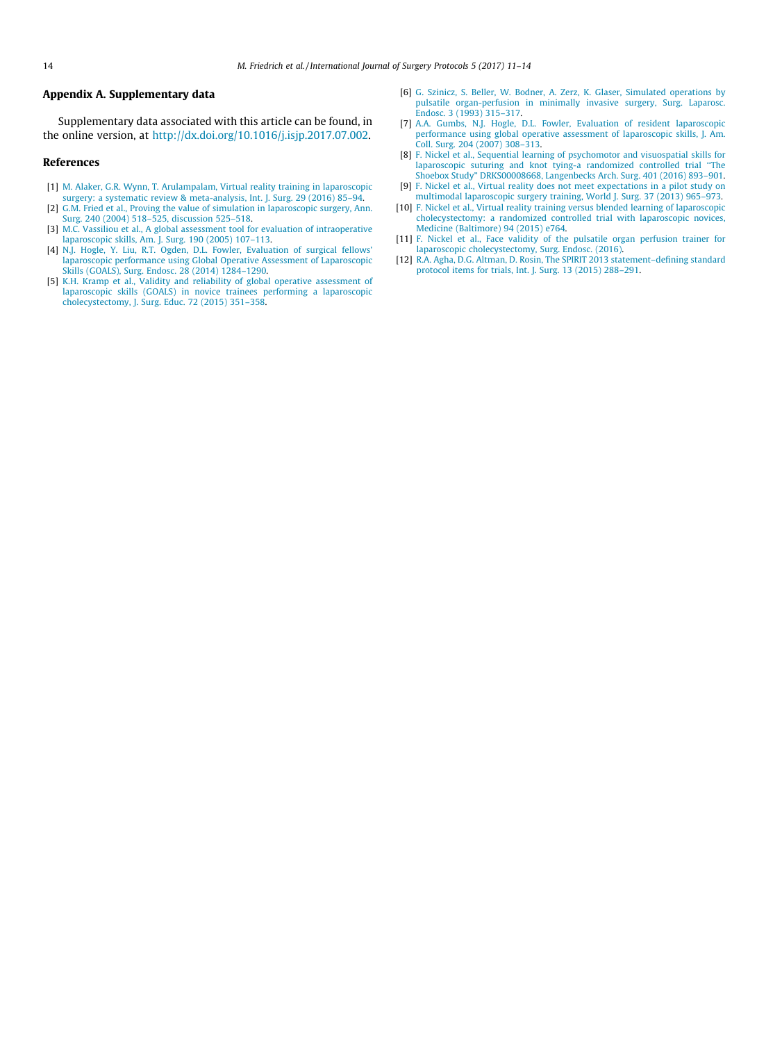## Appendix A. Supplementary data

Supplementary data associated with this article can be found, in the online version, at http://dx.doi.org/10.1016/j.isjp.2017.07.002.

## References

[1] M. Alaker, G.R. Wynn, T. Arulampalam, Virtual reality training in laparoscopic surgery: a systematic review & meta-analysis, Int. J. Surg. 29 (2016) 85–94.

[2] G.M. Fried et al., Proving the value of simulation in laparoscopic surgery, Ann. Surg. 240 (2004) 518–525, discussion 525–518.

[3] M.C. Vassiliou et al., A global assessment tool for evaluation of intraoperative laparoscopic skills, Am. J. Surg. 190 (2005) 107–113.

[4] N.J. Hogle, Y. Liu, R.T. Ogden, D.L. Fowler, Evaluation of surgical fellows' laparoscopic performance using Global Operative Assessment of Laparoscopic Skills (GOALS), Surg. Endosc. 28 (2014) 1284–1290.

[5] K.H. Kramp et al., Validity and reliability of global operative assessment of laparoscopic skills (GOALS) in novice trainees performing a laparoscopic cholecystectomy, J. Surg. Educ. 72 (2015) 351–358.

[6] G. Szinicz, S. Beller, W. Bodner, A. Zerz, K. Glaser, Simulated operations by pulsatile organ-perfusion in minimally invasive surgery, Surg. Laparosc. Endosc. 3 (1993) 315–317.

[7] A.A. Gumbs, N.J. Hogle, D.L. Fowler, Evaluation of resident laparoscopic performance using global operative assessment of laparoscopic skills, J. Am. Coll. Surg. 204 (2007) 308–313.

[8] F. Nickel et al., Sequential learning of psychomotor and visuospatial skills for laparoscopic suturing and knot tying-a randomized controlled trial "The Shoebox Study" DRKS00008668, Langenbecks Arch. Surg. 401 (2016) 893–901.

[9] F. Nickel et al., Virtual reality does not meet expectations in a pilot study on multimodal laparoscopic surgery training, World J. Surg. 37 (2013) 965–973.

[10] F. Nickel et al., Virtual reality training versus blended learning of laparoscopic cholecystectomy: a randomized controlled trial with laparoscopic novices, Medicine (Baltimore) 94 (2015) e764.

[11] F. Nickel et al., Face validity of the pulsatile organ perfusion trainer for laparoscopic cholecystectomy, Surg. Endosc. (2016).

[12] R.A. Agha, D.G. Altman, D. Rosin, The SPIRIT 2013 statement–defining standard protocol items for trials, Int. J. Surg. 13 (2015) 288–291.